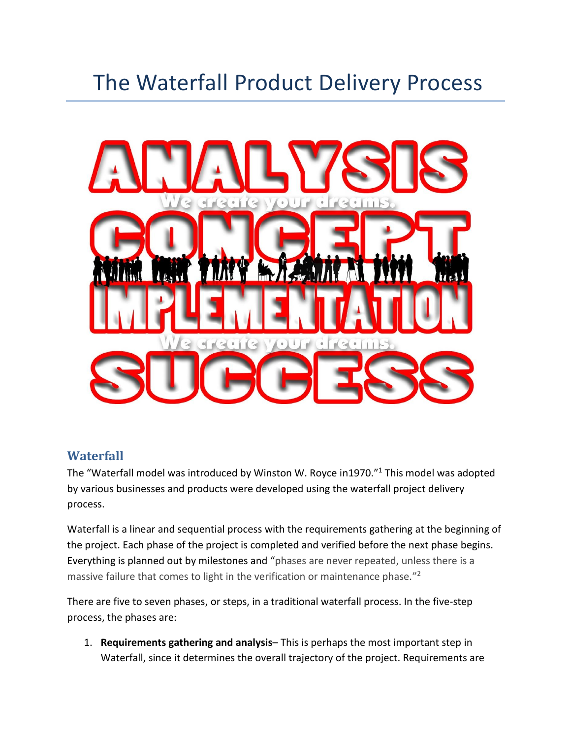# The Waterfall Product Delivery Process

## Waterfall

The "Waterfall model was introduced by Winston W. Royce in1970."[1] This model was adopted by various businesses and products were developed using the waterfall project delivery process.

Waterfall is a linear and sequential process with the requirements gathering at the beginning of the project. Each phase of the project is completed and verified before the next phase begins. Everything is planned out by milestones and "phases are never repeated, unless there is a massive failure that comes to light in the verification or maintenance phase."[2]

There are five to seven phases, or steps, in a traditional waterfall process. In the five-step process, the phases are:

1. **Requirements gathering and analysis**– This is perhaps the most important step in Waterfall, since it determines the overall trajectory of the project. Requirements are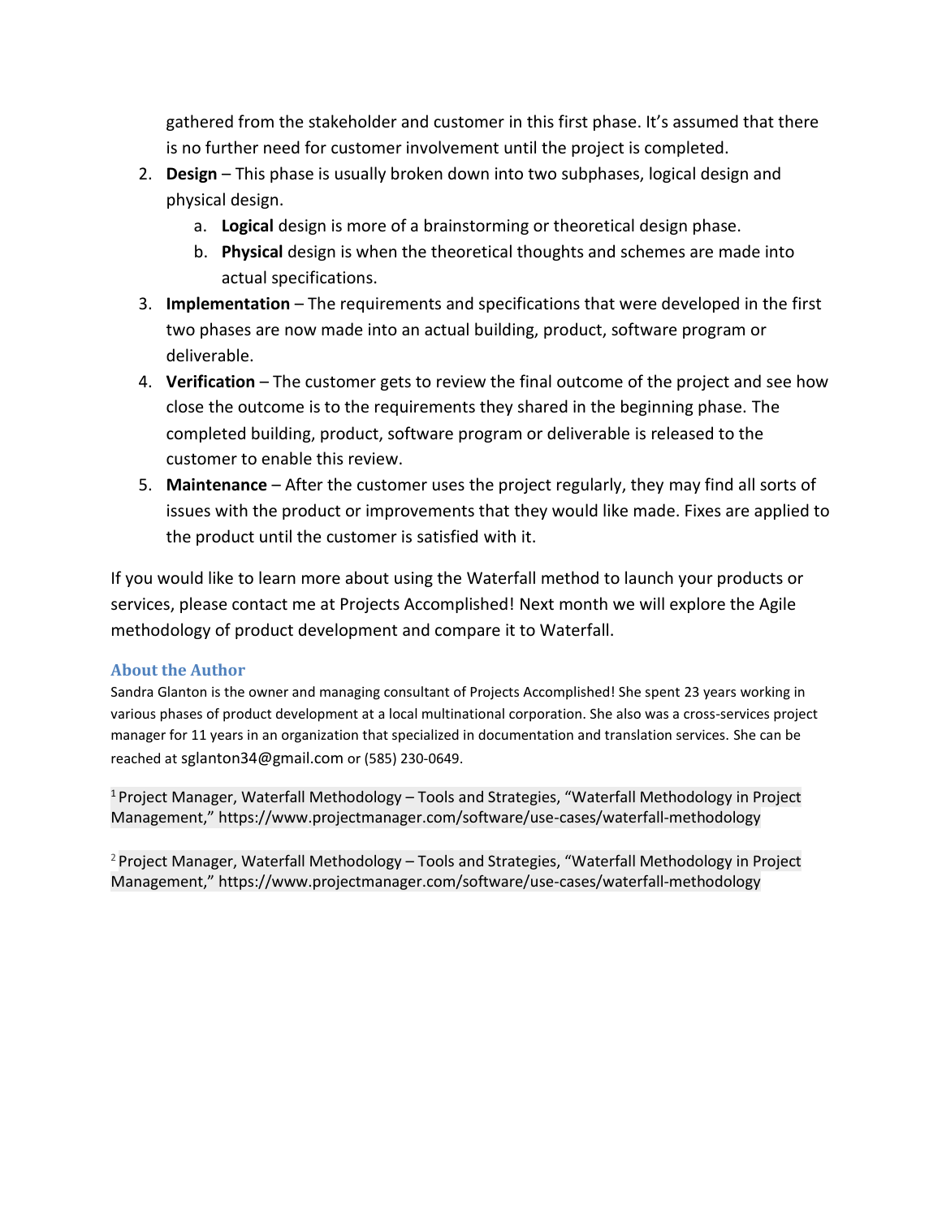gathered from the stakeholder and customer in this first phase. It's assumed that there is no further need for customer involvement until the project is completed.

2. **Design** – This phase is usually broken down into two subphases, logical design and physical design.
    a. **Logical** design is more of a brainstorming or theoretical design phase.
    b. **Physical** design is when the theoretical thoughts and schemes are made into actual specifications.
3. **Implementation** – The requirements and specifications that were developed in the first two phases are now made into an actual building, product, software program or deliverable.
4. **Verification** – The customer gets to review the final outcome of the project and see how close the outcome is to the requirements they shared in the beginning phase. The completed building, product, software program or deliverable is released to the customer to enable this review.
5. **Maintenance** – After the customer uses the project regularly, they may find all sorts of issues with the product or improvements that they would like made. Fixes are applied to the product until the customer is satisfied with it.

If you would like to learn more about using the Waterfall method to launch your products or services, please contact me at Projects Accomplished! Next month we will explore the Agile methodology of product development and compare it to Waterfall.

### About the Author

Sandra Glanton is the owner and managing consultant of Projects Accomplished! She spent 23 years working in various phases of product development at a local multinational corporation. She also was a cross-services project manager for 11 years in an organization that specialized in documentation and translation services. She can be reached at sglanton34@gmail.com or (585) 230-0649.

[1] Project Manager, Waterfall Methodology – Tools and Strategies, "Waterfall Methodology in Project Management," https://www.projectmanager.com/software/use-cases/waterfall-methodology

[2] Project Manager, Waterfall Methodology – Tools and Strategies, "Waterfall Methodology in Project Management," https://www.projectmanager.com/software/use-cases/waterfall-methodology